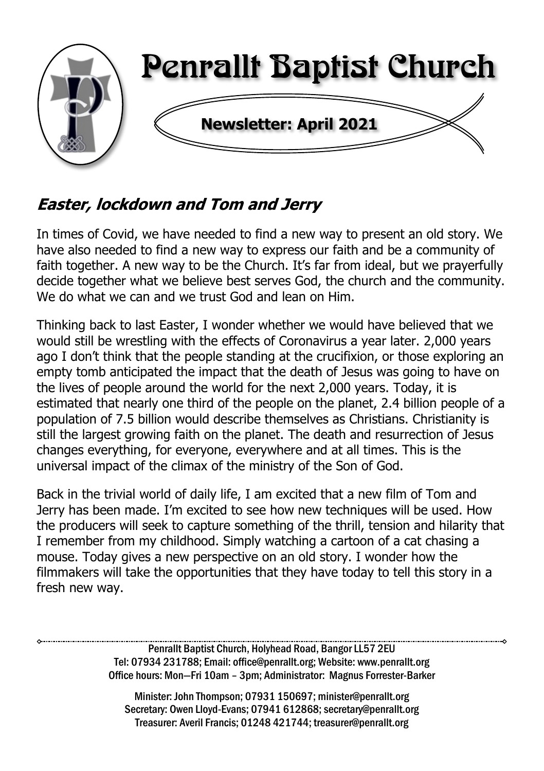# Penrallt Baptist Church

**Newsletter: April 2021**

## *Easter, lockdown and Tom and Jerry*

In times of Covid, we have needed to find a new way to present an old story. We have also needed to find a new way to express our faith and be a community of faith together. A new way to be the Church. It's far from ideal, but we prayerfully decide together what we believe best serves God, the church and the community. We do what we can and we trust God and lean on Him.

Thinking back to last Easter, I wonder whether we would have believed that we would still be wrestling with the effects of Coronavirus a year later. 2,000 years ago I don't think that the people standing at the crucifixion, or those exploring an empty tomb anticipated the impact that the death of Jesus was going to have on the lives of people around the world for the next 2,000 years. Today, it is estimated that nearly one third of the people on the planet, 2.4 billion people of a population of 7.5 billion would describe themselves as Christians. Christianity is still the largest growing faith on the planet. The death and resurrection of Jesus changes everything, for everyone, everywhere and at all times. This is the universal impact of the climax of the ministry of the Son of God.

Back in the trivial world of daily life, I am excited that a new film of Tom and Jerry has been made. I'm excited to see how new techniques will be used. How the producers will seek to capture something of the thrill, tension and hilarity that I remember from my childhood. Simply watching a cartoon of a cat chasing a mouse. Today gives a new perspective on an old story. I wonder how the filmmakers will take the opportunities that they have today to tell this story in a fresh new way.

---

Penrallt Baptist Church, Holyhead Road, Bangor LL57 2EU
Tel: 07934 231788; Email: office@penrallt.org; Website: www.penrallt.org
Office hours: Mon—Fri 10am – 3pm; Administrator: Magnus Forrester-Barker

Minister: John Thompson; 07931 150697; minister@penrallt.org
Secretary: Owen Lloyd-Evans; 07941 612868; secretary@penrallt.org
Treasurer: Averil Francis; 01248 421744; treasurer@penrallt.org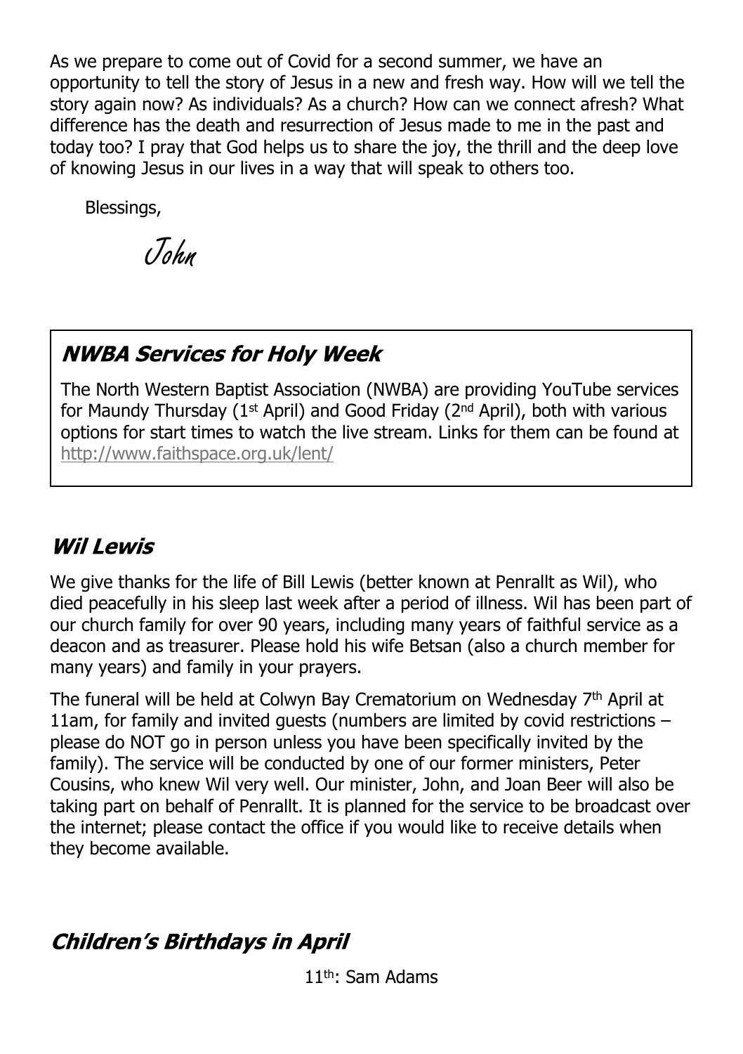As we prepare to come out of Covid for a second summer, we have an opportunity to tell the story of Jesus in a new and fresh way. How will we tell the story again now? As individuals? As a church? How can we connect afresh? What difference has the death and resurrection of Jesus made to me in the past and today too? I pray that God helps us to share the joy, the thrill and the deep love of knowing Jesus in our lives in a way that will speak to others too.

Blessings,

*John*

## NWBA Services for Holy Week

The North Western Baptist Association (NWBA) are providing YouTube services for Maundy Thursday (1st April) and Good Friday (2nd April), both with various options for start times to watch the live stream. Links for them can be found at http://www.faithspace.org.uk/lent/

## Wil Lewis

We give thanks for the life of Bill Lewis (better known at Penrallt as Wil), who died peacefully in his sleep last week after a period of illness. Wil has been part of our church family for over 90 years, including many years of faithful service as a deacon and as treasurer. Please hold his wife Betsan (also a church member for many years) and family in your prayers.

The funeral will be held at Colwyn Bay Crematorium on Wednesday 7th April at 11am, for family and invited guests (numbers are limited by covid restrictions – please do NOT go in person unless you have been specifically invited by the family). The service will be conducted by one of our former ministers, Peter Cousins, who knew Wil very well. Our minister, John, and Joan Beer will also be taking part on behalf of Penrallt. It is planned for the service to be broadcast over the internet; please contact the office if you would like to receive details when they become available.

## Children's Birthdays in April

11th: Sam Adams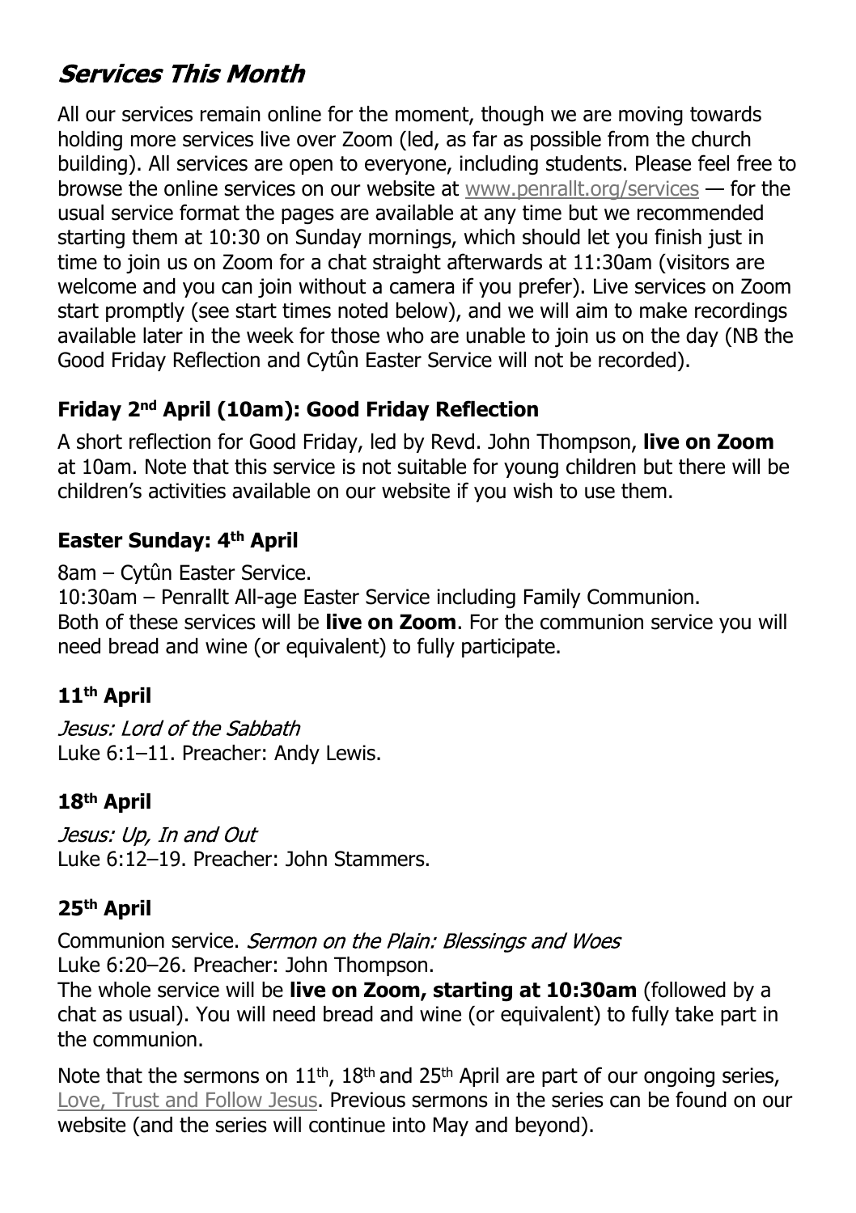# *Services This Month*

All our services remain online for the moment, though we are moving towards holding more services live over Zoom (led, as far as possible from the church building). All services are open to everyone, including students. Please feel free to browse the online services on our website at www.penrallt.org/services — for the usual service format the pages are available at any time but we recommended starting them at 10:30 on Sunday mornings, which should let you finish just in time to join us on Zoom for a chat straight afterwards at 11:30am (visitors are welcome and you can join without a camera if you prefer). Live services on Zoom start promptly (see start times noted below), and we will aim to make recordings available later in the week for those who are unable to join us on the day (NB the Good Friday Reflection and Cytûn Easter Service will not be recorded).

### Friday 2nd April (10am): Good Friday Reflection

A short reflection for Good Friday, led by Revd. John Thompson, **live on Zoom** at 10am. Note that this service is not suitable for young children but there will be children's activities available on our website if you wish to use them.

### Easter Sunday: 4th April

8am – Cytûn Easter Service.
10:30am – Penrallt All-age Easter Service including Family Communion.
Both of these services will be **live on Zoom**. For the communion service you will need bread and wine (or equivalent) to fully participate.

### 11th April

*Jesus: Lord of the Sabbath*
Luke 6:1–11. Preacher: Andy Lewis.

### 18th April

*Jesus: Up, In and Out*
Luke 6:12–19. Preacher: John Stammers.

### 25th April

Communion service. *Sermon on the Plain: Blessings and Woes*
Luke 6:20–26. Preacher: John Thompson.
The whole service will be **live on Zoom, starting at 10:30am** (followed by a chat as usual). You will need bread and wine (or equivalent) to fully take part in the communion.

Note that the sermons on 11th, 18th and 25th April are part of our ongoing series, Love, Trust and Follow Jesus. Previous sermons in the series can be found on our website (and the series will continue into May and beyond).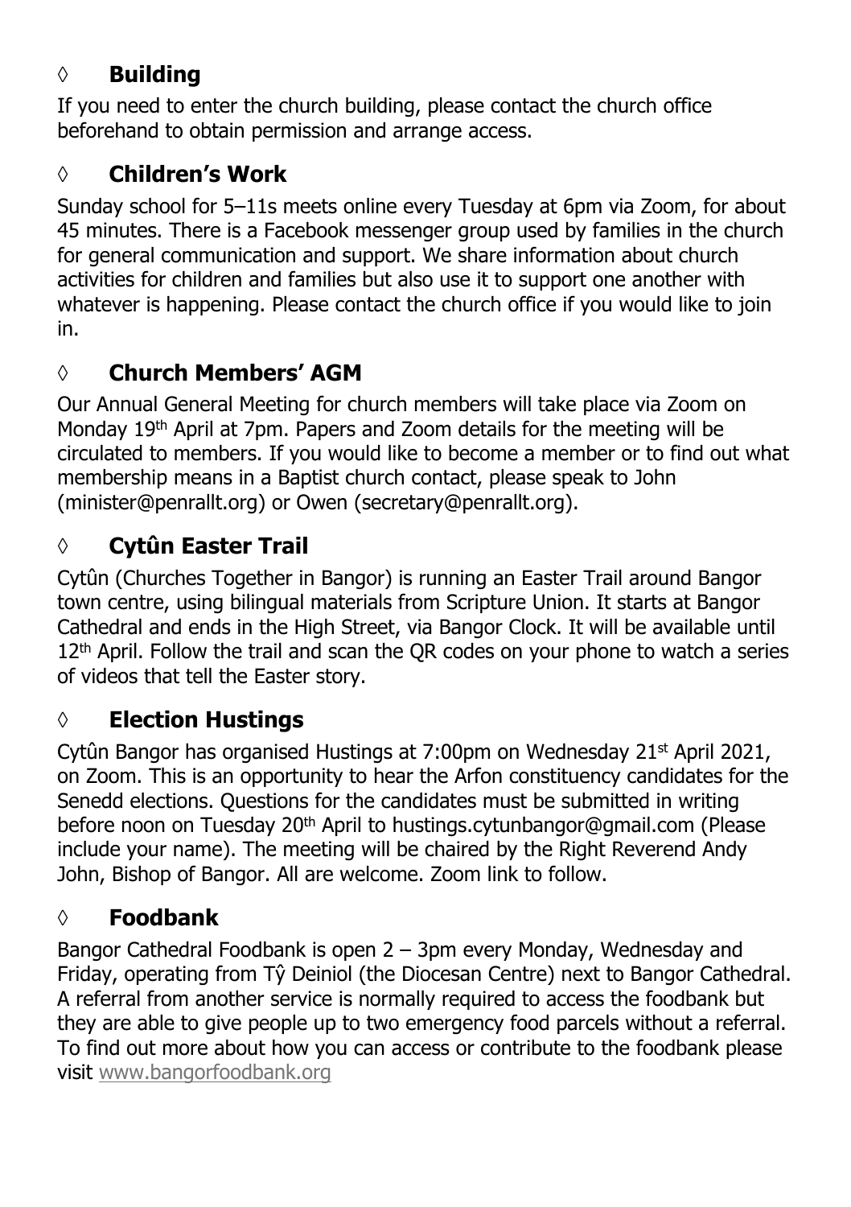## ◊ **Building**

If you need to enter the church building, please contact the church office beforehand to obtain permission and arrange access.

## ◊ **Children's Work**

Sunday school for 5–11s meets online every Tuesday at 6pm via Zoom, for about 45 minutes. There is a Facebook messenger group used by families in the church for general communication and support. We share information about church activities for children and families but also use it to support one another with whatever is happening. Please contact the church office if you would like to join in.

## ◊ **Church Members' AGM**

Our Annual General Meeting for church members will take place via Zoom on Monday 19th April at 7pm. Papers and Zoom details for the meeting will be circulated to members. If you would like to become a member or to find out what membership means in a Baptist church contact, please speak to John (minister@penrallt.org) or Owen (secretary@penrallt.org).

## ◊ **Cytûn Easter Trail**

Cytûn (Churches Together in Bangor) is running an Easter Trail around Bangor town centre, using bilingual materials from Scripture Union. It starts at Bangor Cathedral and ends in the High Street, via Bangor Clock. It will be available until 12th April. Follow the trail and scan the QR codes on your phone to watch a series of videos that tell the Easter story.

## ◊ **Election Hustings**

Cytûn Bangor has organised Hustings at 7:00pm on Wednesday 21st April 2021, on Zoom. This is an opportunity to hear the Arfon constituency candidates for the Senedd elections. Questions for the candidates must be submitted in writing before noon on Tuesday 20th April to hustings.cytunbangor@gmail.com (Please include your name). The meeting will be chaired by the Right Reverend Andy John, Bishop of Bangor. All are welcome. Zoom link to follow.

## ◊ **Foodbank**

Bangor Cathedral Foodbank is open 2 – 3pm every Monday, Wednesday and Friday, operating from Tŷ Deiniol (the Diocesan Centre) next to Bangor Cathedral. A referral from another service is normally required to access the foodbank but they are able to give people up to two emergency food parcels without a referral. To find out more about how you can access or contribute to the foodbank please visit www.bangorfoodbank.org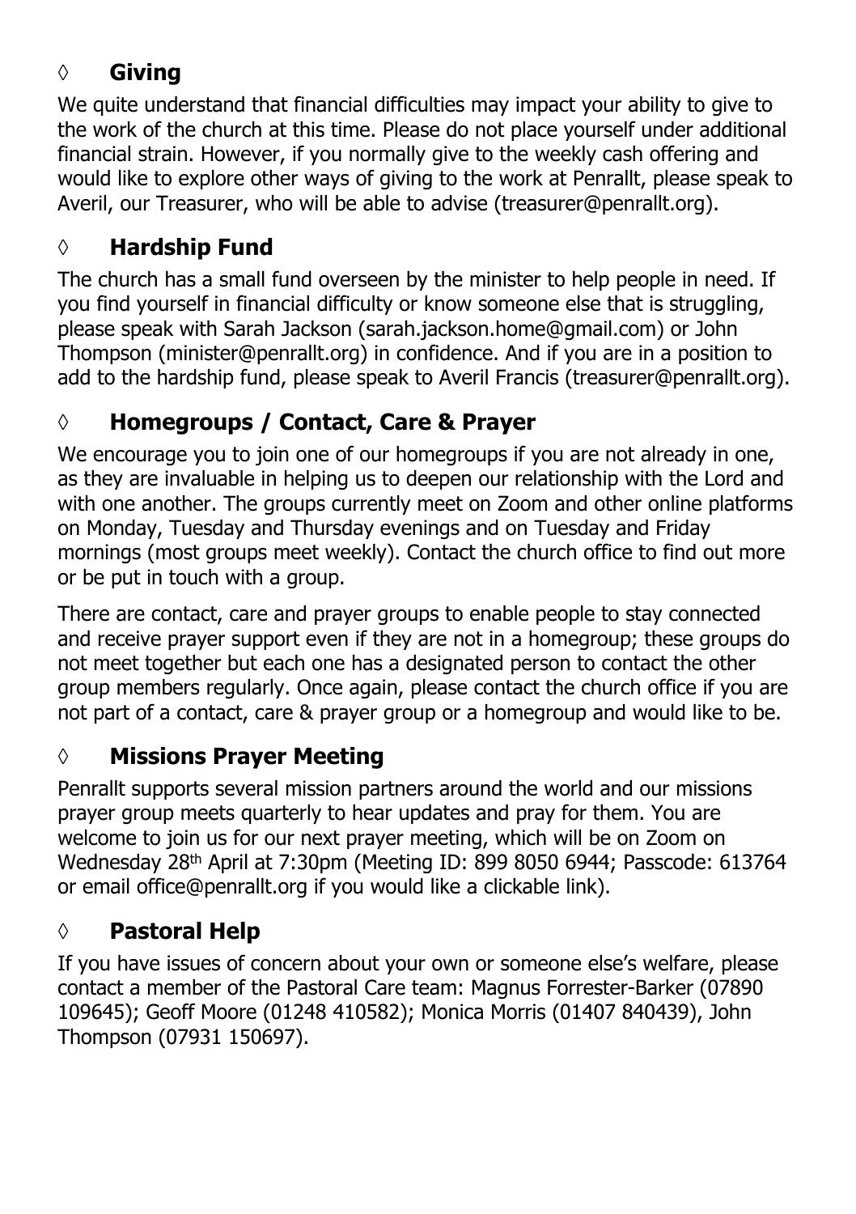## ◊ Giving

We quite understand that financial difficulties may impact your ability to give to the work of the church at this time. Please do not place yourself under additional financial strain. However, if you normally give to the weekly cash offering and would like to explore other ways of giving to the work at Penrallt, please speak to Averil, our Treasurer, who will be able to advise (treasurer@penrallt.org).

## ◊ Hardship Fund

The church has a small fund overseen by the minister to help people in need. If you find yourself in financial difficulty or know someone else that is struggling, please speak with Sarah Jackson (sarah.jackson.home@gmail.com) or John Thompson (minister@penrallt.org) in confidence. And if you are in a position to add to the hardship fund, please speak to Averil Francis (treasurer@penrallt.org).

## ◊ Homegroups / Contact, Care & Prayer

We encourage you to join one of our homegroups if you are not already in one, as they are invaluable in helping us to deepen our relationship with the Lord and with one another. The groups currently meet on Zoom and other online platforms on Monday, Tuesday and Thursday evenings and on Tuesday and Friday mornings (most groups meet weekly). Contact the church office to find out more or be put in touch with a group.

There are contact, care and prayer groups to enable people to stay connected and receive prayer support even if they are not in a homegroup; these groups do not meet together but each one has a designated person to contact the other group members regularly. Once again, please contact the church office if you are not part of a contact, care & prayer group or a homegroup and would like to be.

## ◊ Missions Prayer Meeting

Penrallt supports several mission partners around the world and our missions prayer group meets quarterly to hear updates and pray for them. You are welcome to join us for our next prayer meeting, which will be on Zoom on Wednesday 28th April at 7:30pm (Meeting ID: 899 8050 6944; Passcode: 613764 or email office@penrallt.org if you would like a clickable link).

## ◊ Pastoral Help

If you have issues of concern about your own or someone else's welfare, please contact a member of the Pastoral Care team: Magnus Forrester-Barker (07890 109645); Geoff Moore (01248 410582); Monica Morris (01407 840439), John Thompson (07931 150697).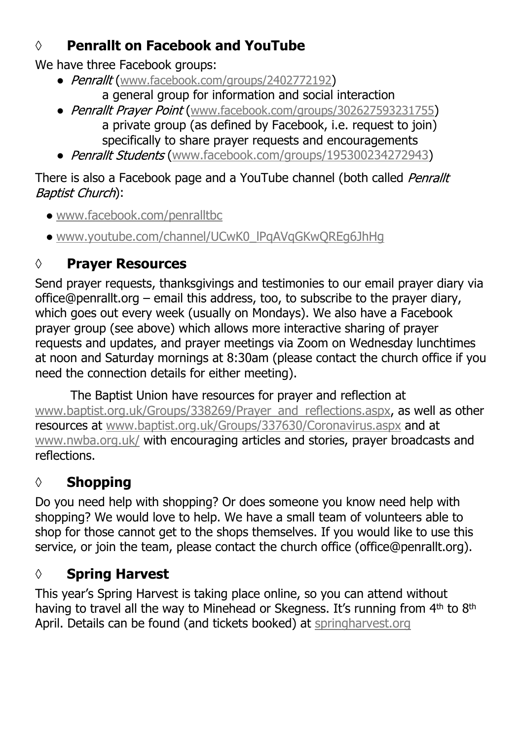## ◊ Penrallt on Facebook and YouTube

We have three Facebook groups:

- *Penrallt* (www.facebook.com/groups/2402772192)
  a general group for information and social interaction
- *Penrallt Prayer Point* (www.facebook.com/groups/302627593231755)
  a private group (as defined by Facebook, i.e. request to join) specifically to share prayer requests and encouragements
- *Penrallt Students* (www.facebook.com/groups/195300234272943)

There is also a Facebook page and a YouTube channel (both called *Penrallt Baptist Church*):

- www.facebook.com/penralltbc
- www.youtube.com/channel/UCwK0_lPqAVqGKwQREg6JhHg

## ◊ Prayer Resources

Send prayer requests, thanksgivings and testimonies to our email prayer diary via office@penrallt.org – email this address, too, to subscribe to the prayer diary, which goes out every week (usually on Mondays). We also have a Facebook prayer group (see above) which allows more interactive sharing of prayer requests and updates, and prayer meetings via Zoom on Wednesday lunchtimes at noon and Saturday mornings at 8:30am (please contact the church office if you need the connection details for either meeting).

The Baptist Union have resources for prayer and reflection at www.baptist.org.uk/Groups/338269/Prayer_and_reflections.aspx, as well as other resources at www.baptist.org.uk/Groups/337630/Coronavirus.aspx and at www.nwba.org.uk/ with encouraging articles and stories, prayer broadcasts and reflections.

## ◊ Shopping

Do you need help with shopping? Or does someone you know need help with shopping? We would love to help. We have a small team of volunteers able to shop for those cannot get to the shops themselves. If you would like to use this service, or join the team, please contact the church office (office@penrallt.org).

## ◊ Spring Harvest

This year's Spring Harvest is taking place online, so you can attend without having to travel all the way to Minehead or Skegness. It's running from 4th to 8th April. Details can be found (and tickets booked) at springharvest.org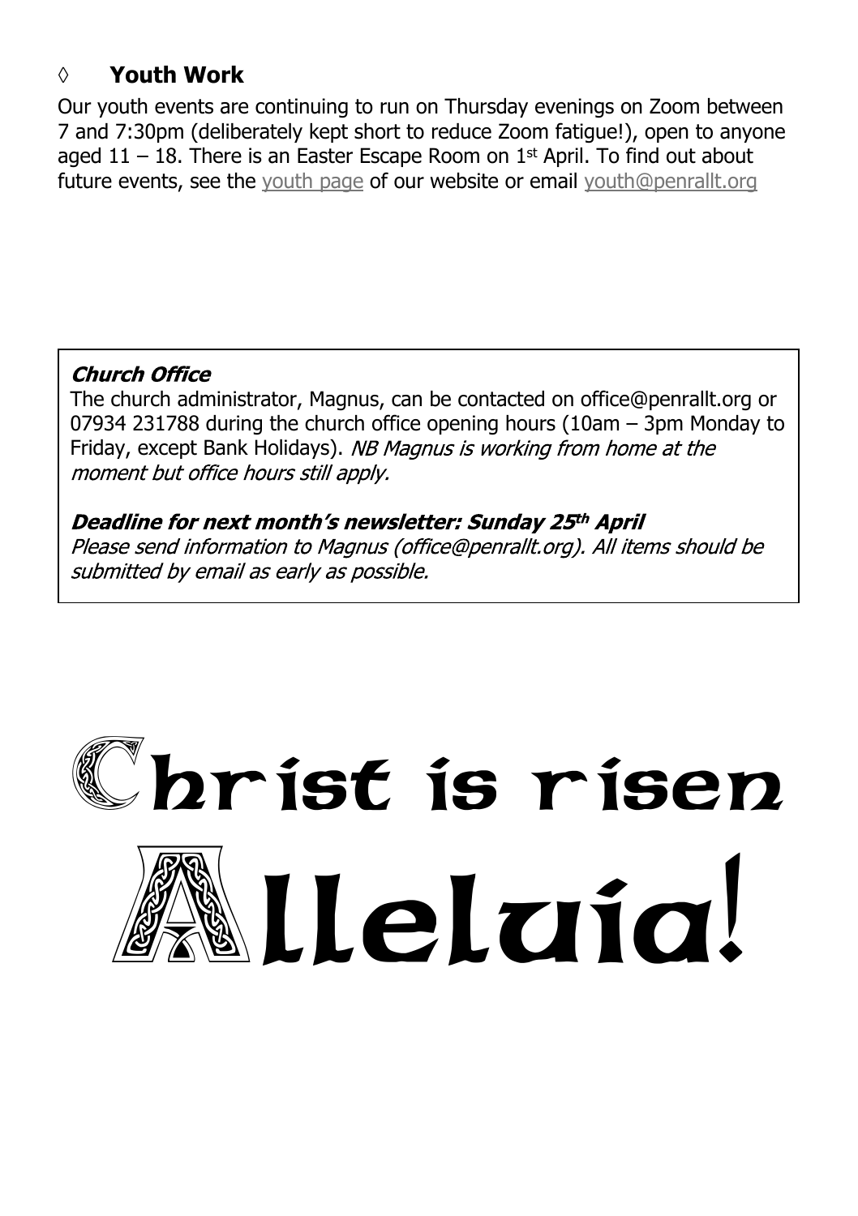## ◊ Youth Work

Our youth events are continuing to run on Thursday evenings on Zoom between 7 and 7:30pm (deliberately kept short to reduce Zoom fatigue!), open to anyone aged 11 – 18. There is an Easter Escape Room on 1st April. To find out about future events, see the youth page of our website or email youth@penrallt.org

***Church Office***

The church administrator, Magnus, can be contacted on office@penrallt.org or 07934 231788 during the church office opening hours (10am – 3pm Monday to Friday, except Bank Holidays). *NB Magnus is working from home at the moment but office hours still apply.*

***Deadline for next month's newsletter: Sunday 25th April***

*Please send information to Magnus (office@penrallt.org). All items should be submitted by email as early as possible.*

# Christ is risen

# Alleluia!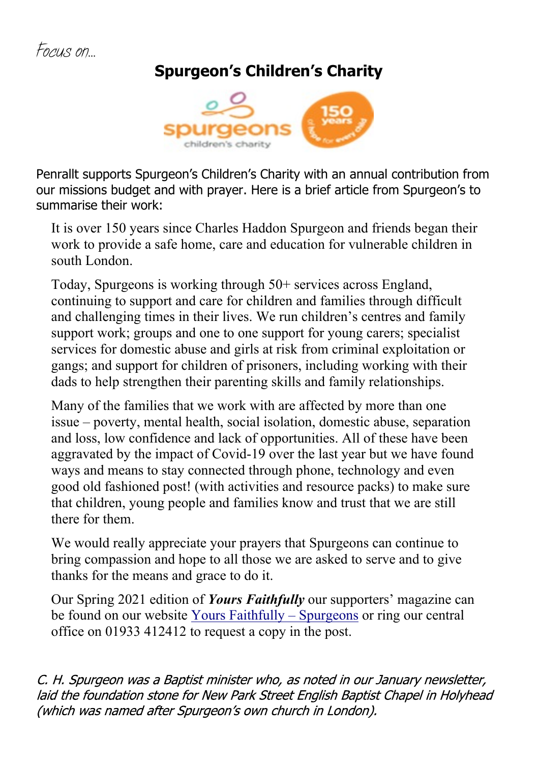*Focus on…*

## Spurgeon's Children's Charity

Penrallt supports Spurgeon's Children's Charity with an annual contribution from our missions budget and with prayer. Here is a brief article from Spurgeon's to summarise their work:

> It is over 150 years since Charles Haddon Spurgeon and friends began their work to provide a safe home, care and education for vulnerable children in south London.
>
> Today, Spurgeons is working through 50+ services across England, continuing to support and care for children and families through difficult and challenging times in their lives. We run children's centres and family support work; groups and one to one support for young carers; specialist services for domestic abuse and girls at risk from criminal exploitation or gangs; and support for children of prisoners, including working with their dads to help strengthen their parenting skills and family relationships.
>
> Many of the families that we work with are affected by more than one issue – poverty, mental health, social isolation, domestic abuse, separation and loss, low confidence and lack of opportunities. All of these have been aggravated by the impact of Covid-19 over the last year but we have found ways and means to stay connected through phone, technology and even good old fashioned post! (with activities and resource packs) to make sure that children, young people and families know and trust that we are still there for them.
>
> We would really appreciate your prayers that Spurgeons can continue to bring compassion and hope to all those we are asked to serve and to give thanks for the means and grace to do it.
>
> Our Spring 2021 edition of ***Yours Faithfully*** our supporters' magazine can be found on our website Yours Faithfully – Spurgeons or ring our central office on 01933 412412 to request a copy in the post.

*C. H. Spurgeon was a Baptist minister who, as noted in our January newsletter, laid the foundation stone for New Park Street English Baptist Chapel in Holyhead (which was named after Spurgeon's own church in London).*